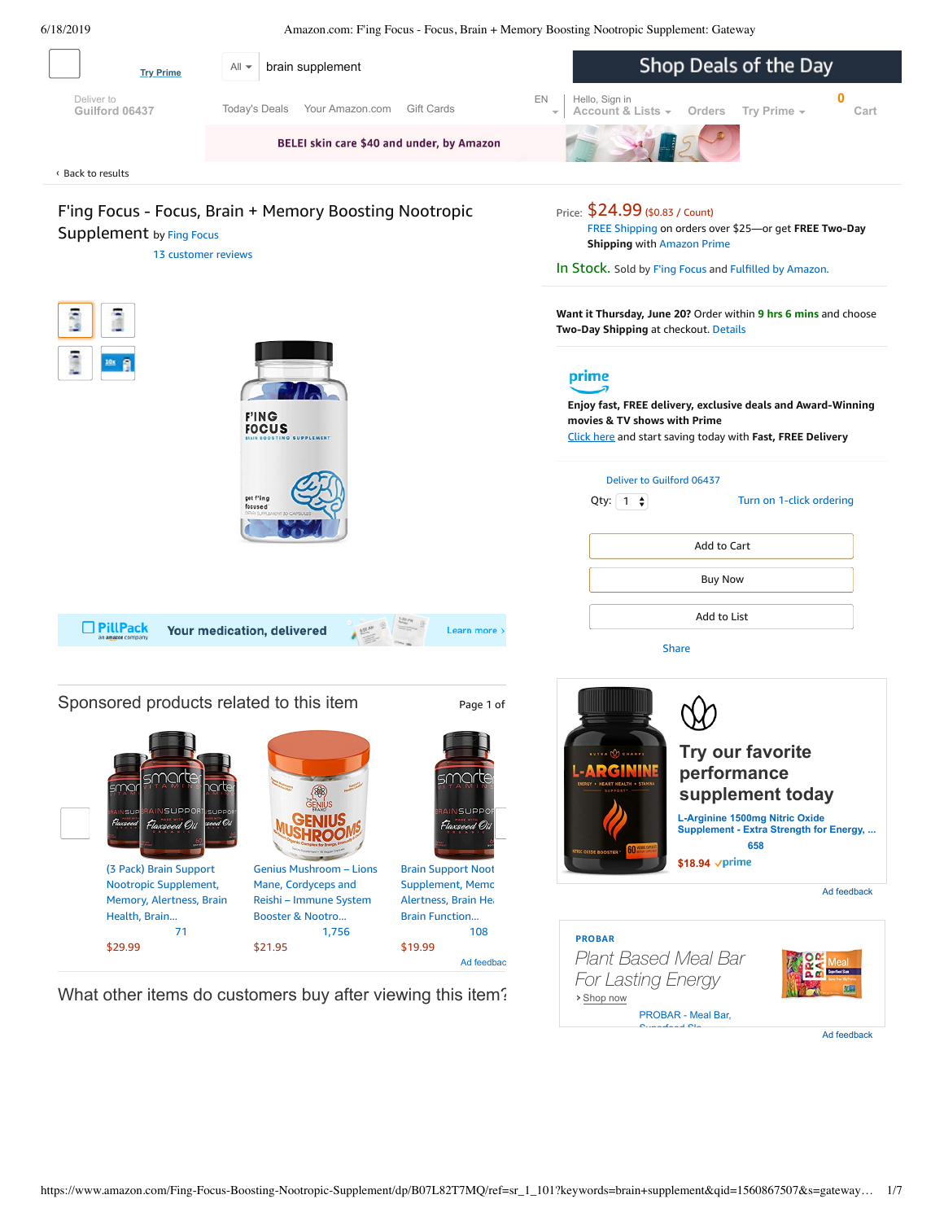Try Prime

All | brain supplement

Shop Deals of the Day

Deliver to Guilford 06437

Today's Deals  Your Amazon.com  Gift Cards

EN

Hello, Sign in Account & Lists  Orders  Try Prime

0 Cart

BELEI skin care $40 and under, by Amazon

‹ Back to results

# F'ing Focus - Focus, Brain + Memory Boosting Nootropic Supplement

by Fing Focus

13 customer reviews

Price: $24.99 ($0.83 / Count)

FREE Shipping on orders over $25—or get **FREE Two-Day Shipping** with Amazon Prime

In Stock. Sold by F'ing Focus and Fulfilled by Amazon.

**Want it Thursday, June 20?** Order within 9 hrs 6 mins and choose **Two-Day Shipping** at checkout. Details

prime

**Enjoy fast, FREE delivery, exclusive deals and Award-Winning movies & TV shows with Prime**

Click here and start saving today with **Fast, FREE Delivery**

Deliver to Guilford 06437

Qty: 1

Turn on 1-click ordering

Add to Cart

Buy Now

Add to List

Share

PillPack an amazon company — Your medication, delivered — Learn more ›

## Sponsored products related to this item

Page 1 of

(3 Pack) Brain Support Nootropic Supplement, Memory, Alertness, Brain Health, Brain... — 71 — $29.99

Genius Mushroom – Lions Mane, Cordyceps and Reishi – Immune System Booster & Nootro... — 1,756 — $21.95

Brain Support Noot Supplement, Memo Alertness, Brain He Brain Function... — 108 — $19.99

Ad feedbac

Try our favorite performance supplement today

L-Arginine 1500mg Nitric Oxide Supplement - Extra Strength for Energy, ...

658

$18.94 prime

Ad feedback

PROBAR

*Plant Based Meal Bar For Lasting Energy*

› Shop now

PROBAR - Meal Bar, Superfood Slo...

Ad feedback

## What other items do customers buy after viewing this item?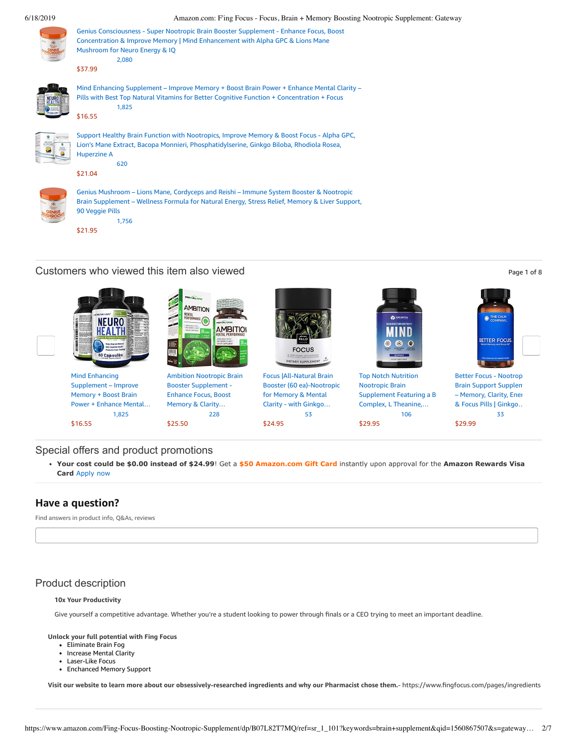Genius Consciousness - Super Nootropic Brain Booster Supplement - Enhance Focus, Boost Concentration & Improve Memory | Mind Enhancement with Alpha GPC & Lions Mane Mushroom for Neuro Energy & IQ
2,080
$37.99

Mind Enhancing Supplement – Improve Memory + Boost Brain Power + Enhance Mental Clarity – Pills with Best Top Natural Vitamins for Better Cognitive Function + Concentration + Focus
1,825
$16.55

Support Healthy Brain Function with Nootropics, Improve Memory & Boost Focus - Alpha GPC, Lion's Mane Extract, Bacopa Monnieri, Phosphatidylserine, Ginkgo Biloba, Rhodiola Rosea, Huperzine A
620
$21.04

Genius Mushroom – Lions Mane, Cordyceps and Reishi – Immune System Booster & Nootropic Brain Supplement – Wellness Formula for Natural Energy, Stress Relief, Memory & Liver Support, 90 Veggie Pills
1,756
$21.95

## Customers who viewed this item also viewed

Page 1 of 8

Mind Enhancing Supplement – Improve Memory + Boost Brain Power + Enhance Mental…
1,825
$16.55

Ambition Nootropic Brain Booster Supplement - Enhance Focus, Boost Memory & Clarity…
228
$25.50

Focus |All-Natural Brain Booster (60 ea)-Nootropic for Memory & Mental Clarity - with Ginkgo…
53
$24.95

Top Notch Nutrition Nootropic Brain Supplement Featuring a B Complex, L Theanine,…
106
$29.95

Better Focus - Nootrop Brain Support Supplen – Memory, Clarity, Ener & Focus Pills | Ginkgo..
33
$29.99

## Special offers and product promotions

- **Your cost could be $0.00 instead of $24.99**! Get a **$50 Amazon.com Gift Card** instantly upon approval for the **Amazon Rewards Visa Card** Apply now

## Have a question?

Find answers in product info, Q&As, reviews

## Product description

**10x Your Productivity**

Give yourself a competitive advantage. Whether you're a student looking to power through finals or a CEO trying to meet an important deadline.

**Unlock your full potential with Fing Focus**

- Eliminate Brain Fog
- Increase Mental Clarity
- Laser-Like Focus
- Enchanced Memory Support

**Visit our website to learn more about our obsessively-researched ingredients and why our Pharmacist chose them.**- https://www.fingfocus.com/pages/ingredients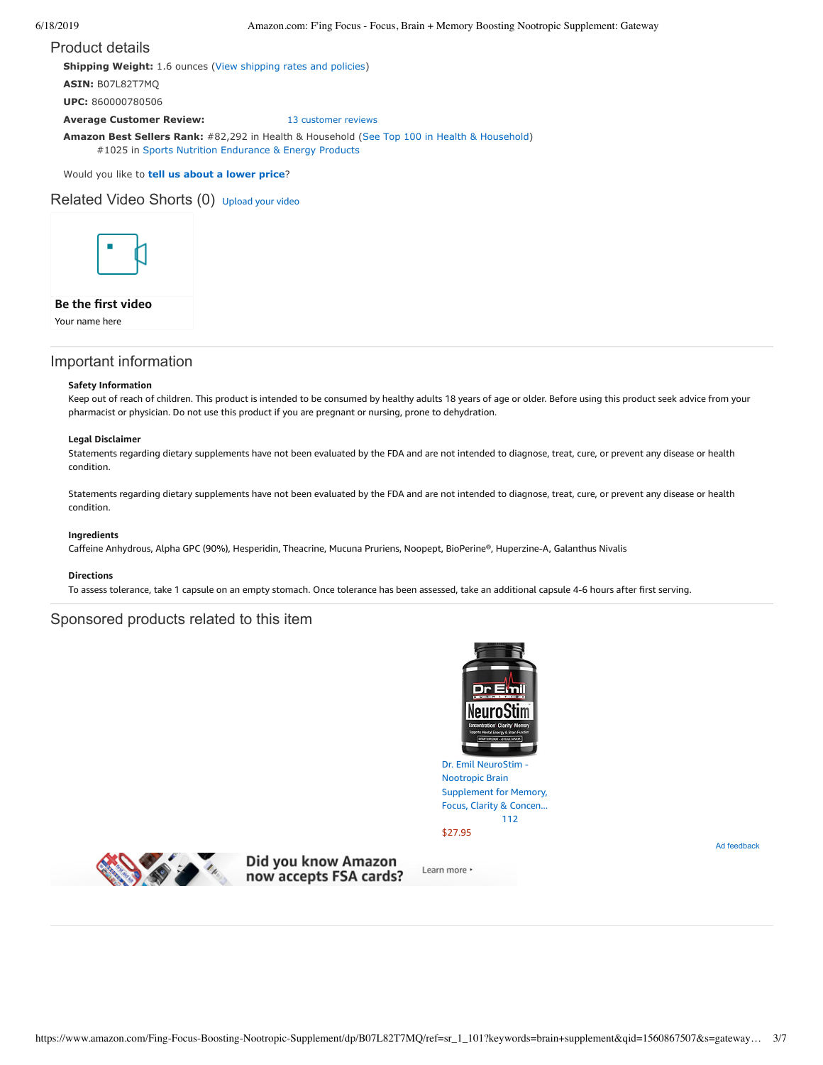## Product details

**Shipping Weight:** 1.6 ounces (View shipping rates and policies)

**ASIN:** B07L82T7MQ

**UPC:** 860000780506

**Average Customer Review:** 13 customer reviews

**Amazon Best Sellers Rank:** #82,292 in Health & Household (See Top 100 in Health & Household)
#1025 in Sports Nutrition Endurance & Energy Products

Would you like to **tell us about a lower price**?

## Related Video Shorts (0) Upload your video

**Be the first video**

Your name here

## Important information

**Safety Information**

Keep out of reach of children. This product is intended to be consumed by healthy adults 18 years of age or older. Before using this product seek advice from your pharmacist or physician. Do not use this product if you are pregnant or nursing, prone to dehydration.

**Legal Disclaimer**

Statements regarding dietary supplements have not been evaluated by the FDA and are not intended to diagnose, treat, cure, or prevent any disease or health condition.

Statements regarding dietary supplements have not been evaluated by the FDA and are not intended to diagnose, treat, cure, or prevent any disease or health condition.

**Ingredients**

Caffeine Anhydrous, Alpha GPC (90%), Hesperidin, Theacrine, Mucuna Pruriens, Noopept, BioPerine®, Huperzine-A, Galanthus Nivalis

**Directions**

To assess tolerance, take 1 capsule on an empty stomach. Once tolerance has been assessed, take an additional capsule 4-6 hours after first serving.

## Sponsored products related to this item

Dr. Emil NeuroStim - Nootropic Brain Supplement for Memory, Focus, Clarity & Concen...
112
$27.95

Ad feedback

Did you know Amazon now accepts FSA cards? Learn more ›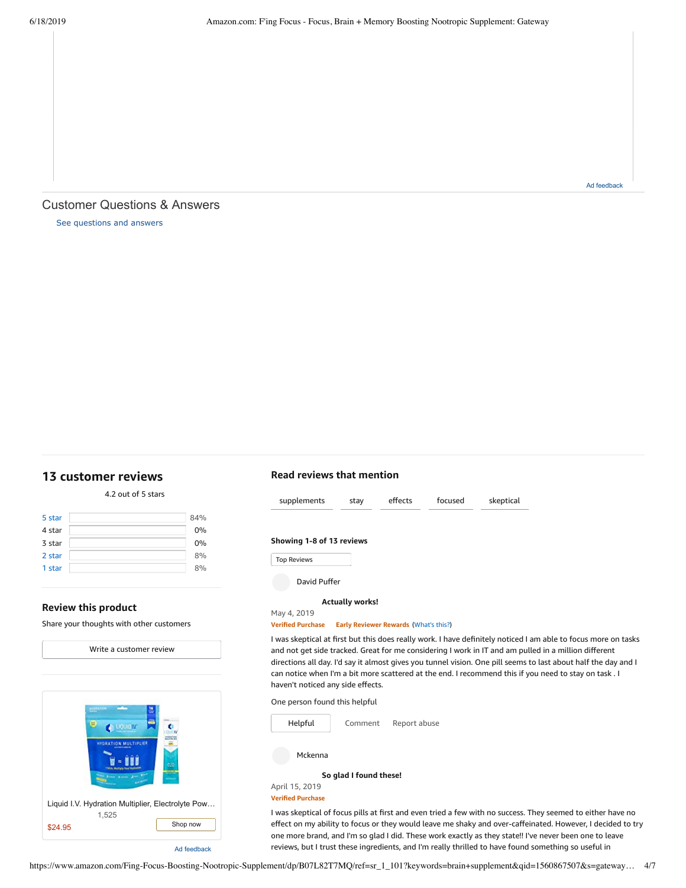Ad feedback

## Customer Questions & Answers

See questions and answers

## 13 customer reviews

4.2 out of 5 stars

| | |
|---|---|
| 5 star | 84% |
| 4 star | 0% |
| 3 star | 0% |
| 2 star | 8% |
| 1 star | 8% |

### Review this product

Share your thoughts with other customers

Write a customer review

Liquid I.V. Hydration Multiplier, Electrolyte Pow…

1,525

$24.95

Shop now

Ad feedback

### Read reviews that mention

supplements | stay | effects | focused | skeptical

**Showing 1-8 of 13 reviews**

Top Reviews

David Puffer

**Actually works!**

May 4, 2019

**Verified Purchase** **Early Reviewer Rewards** (What's this?)

I was skeptical at first but this does really work. I have definitely noticed I am able to focus more on tasks and not get side tracked. Great for me considering I work in IT and am pulled in a million different directions all day. I'd say it almost gives you tunnel vision. One pill seems to last about half the day and I can notice when I'm a bit more scattered at the end. I recommend this if you need to stay on task . I haven't noticed any side effects.

One person found this helpful

Helpful | Comment | Report abuse

Mckenna

**So glad I found these!**

April 15, 2019

**Verified Purchase**

I was skeptical of focus pills at first and even tried a few with no success. They seemed to either have no effect on my ability to focus or they would leave me shaky and over-caffeinated. However, I decided to try one more brand, and I'm so glad I did. These work exactly as they state!! I've never been one to leave reviews, but I trust these ingredients, and I'm really thrilled to have found something so useful in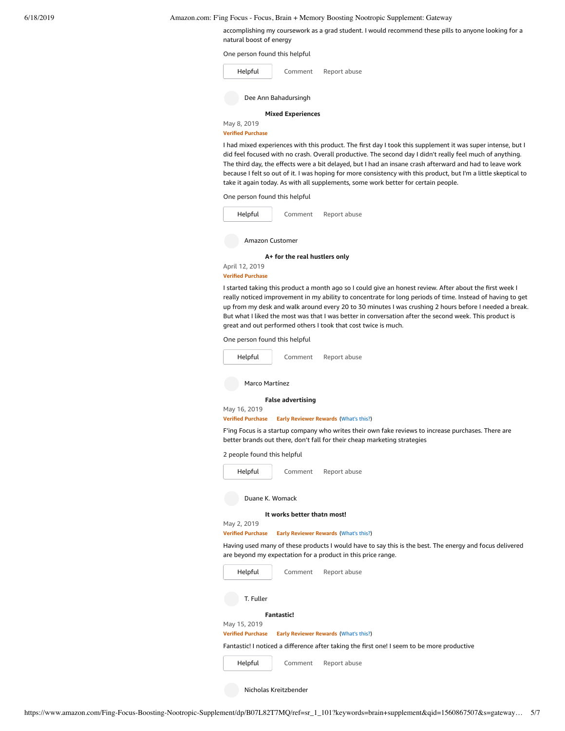accomplishing my coursework as a grad student. I would recommend these pills to anyone looking for a natural boost of energy

One person found this helpful

Helpful Comment Report abuse

Dee Ann Bahadursingh

**Mixed Experiences**

May 8, 2019

Verified Purchase

I had mixed experiences with this product. The first day I took this supplement it was super intense, but I did feel focused with no crash. Overall productive. The second day I didn't really feel much of anything. The third day, the effects were a bit delayed, but I had an insane crash afterward and had to leave work because I felt so out of it. I was hoping for more consistency with this product, but I'm a little skeptical to take it again today. As with all supplements, some work better for certain people.

One person found this helpful

Helpful Comment Report abuse

Amazon Customer

**A+ for the real hustlers only**

April 12, 2019

Verified Purchase

I started taking this product a month ago so I could give an honest review. After about the first week I really noticed improvement in my ability to concentrate for long periods of time. Instead of having to get up from my desk and walk around every 20 to 30 minutes I was crushing 2 hours before I needed a break. But what I liked the most was that I was better in conversation after the second week. This product is great and out performed others I took that cost twice is much.

One person found this helpful

Helpful Comment Report abuse

Marco Martínez

**False advertising**

May 16, 2019

Verified Purchase Early Reviewer Rewards (What's this?)

F'ing Focus is a startup company who writes their own fake reviews to increase purchases. There are better brands out there, don't fall for their cheap marketing strategies

2 people found this helpful

Helpful Comment Report abuse

Duane K. Womack

**It works better thatn most!**

May 2, 2019

Verified Purchase Early Reviewer Rewards (What's this?)

Having used many of these products I would have to say this is the best. The energy and focus delivered are beyond my expectation for a product in this price range.

Helpful Comment Report abuse

T. Fuller

**Fantastic!**

May 15, 2019

Verified Purchase Early Reviewer Rewards (What's this?)

Fantastic! I noticed a difference after taking the first one! I seem to be more productive

Helpful Comment Report abuse

Nicholas Kreitzbender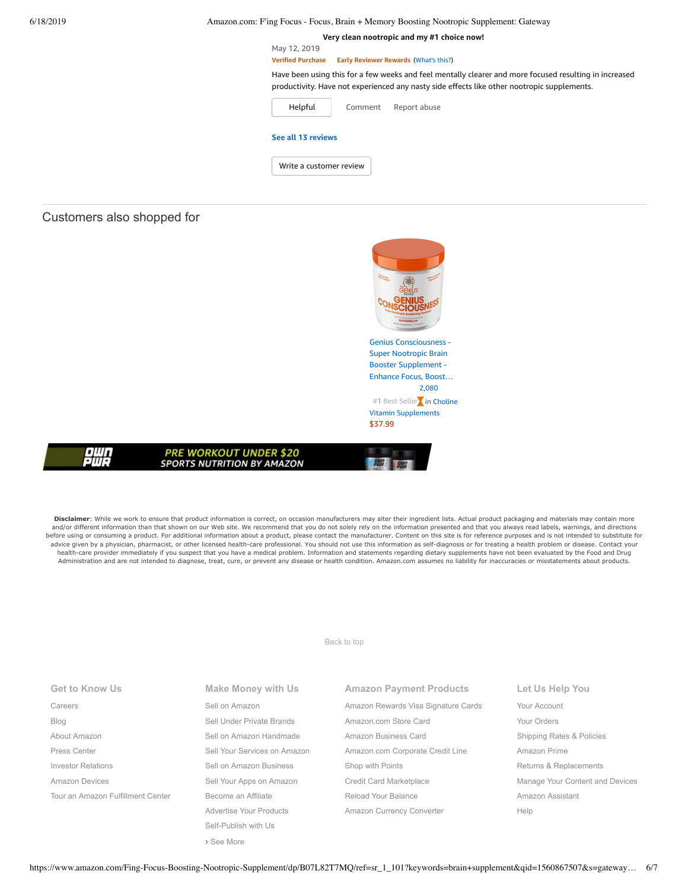**Very clean nootropic and my #1 choice now!**

May 12, 2019

Verified Purchase Early Reviewer Rewards (What's this?)

Have been using this for a few weeks and feel mentally clearer and more focused resulting in increased productivity. Have not experienced any nasty side effects like other nootropic supplements.

Helpful Comment Report abuse

See all 13 reviews

Write a customer review

## Customers also shopped for

Genius Consciousness - Super Nootropic Brain Booster Supplement - Enhance Focus, Boost…

2,080

#1 Best Seller in Choline Vitamin Supplements

$37.99

OWN PWR PRE WORKOUT UNDER $20 SPORTS NUTRITION BY AMAZON

**Disclaimer**: While we work to ensure that product information is correct, on occasion manufacturers may alter their ingredient lists. Actual product packaging and materials may contain more and/or different information than that shown on our Web site. We recommend that you do not solely rely on the information presented and that you always read labels, warnings, and directions before using or consuming a product. For additional information about a product, please contact the manufacturer. Content on this site is for reference purposes and is not intended to substitute for advice given by a physician, pharmacist, or other licensed health-care professional. You should not use this information as self-diagnosis or for treating a health problem or disease. Contact your health-care provider immediately if you suspect that you have a medical problem. Information and statements regarding dietary supplements have not been evaluated by the Food and Drug Administration and are not intended to diagnose, treat, cure, or prevent any disease or health condition. Amazon.com assumes no liability for inaccuracies or misstatements about products.

Back to top

**Get to Know Us**
- Careers
- Blog
- About Amazon
- Press Center
- Investor Relations
- Amazon Devices
- Tour an Amazon Fulfillment Center

**Make Money with Us**
- Sell on Amazon
- Sell Under Private Brands
- Sell on Amazon Handmade
- Sell Your Services on Amazon
- Sell on Amazon Business
- Sell Your Apps on Amazon
- Become an Affiliate
- Advertise Your Products
- Self-Publish with Us
- › See More

**Amazon Payment Products**
- Amazon Rewards Visa Signature Cards
- Amazon.com Store Card
- Amazon Business Card
- Amazon.com Corporate Credit Line
- Shop with Points
- Credit Card Marketplace
- Reload Your Balance
- Amazon Currency Converter

**Let Us Help You**
- Your Account
- Your Orders
- Shipping Rates & Policies
- Amazon Prime
- Returns & Replacements
- Manage Your Content and Devices
- Amazon Assistant
- Help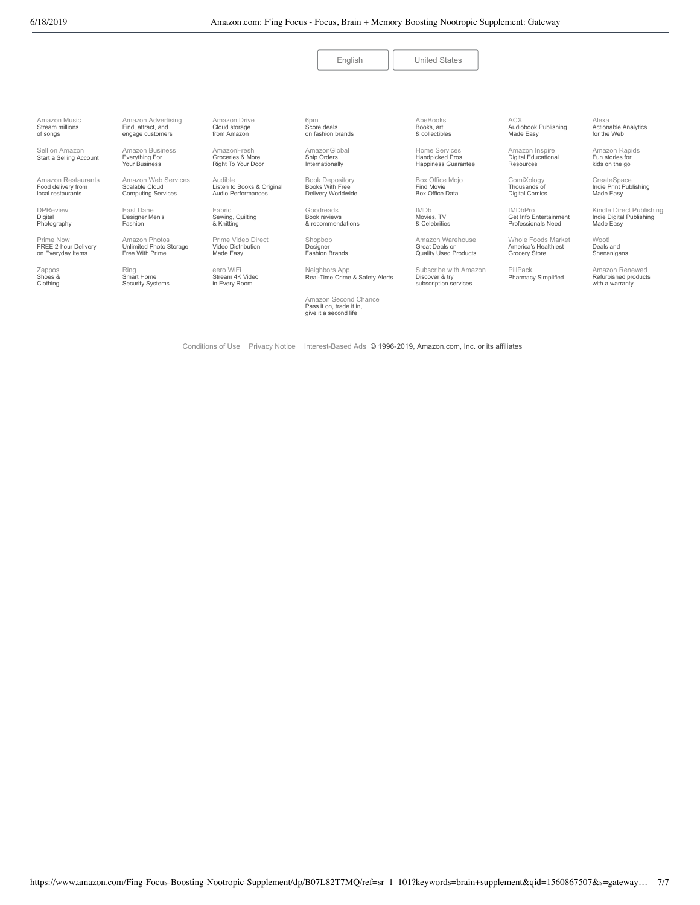English United States

| | | | | | | |
|---|---|---|---|---|---|---|
| Amazon Music<br>Stream millions of songs | Amazon Advertising<br>Find, attract, and engage customers | Amazon Drive<br>Cloud storage from Amazon | 6pm<br>Score deals on fashion brands | AbeBooks<br>Books, art & collectibles | ACX<br>Audiobook Publishing Made Easy | Alexa<br>Actionable Analytics for the Web |
| Sell on Amazon<br>Start a Selling Account | Amazon Business<br>Everything For Your Business | AmazonFresh<br>Groceries & More Right To Your Door | AmazonGlobal<br>Ship Orders Internationally | Home Services<br>Handpicked Pros Happiness Guarantee | Amazon Inspire<br>Digital Educational Resources | Amazon Rapids<br>Fun stories for kids on the go |
| Amazon Restaurants<br>Food delivery from local restaurants | Amazon Web Services<br>Scalable Cloud Computing Services | Audible<br>Listen to Books & Original Audio Performances | Book Depository<br>Books With Free Delivery Worldwide | Box Office Mojo<br>Find Movie Box Office Data | ComiXology<br>Thousands of Digital Comics | CreateSpace<br>Indie Print Publishing Made Easy |
| DPReview<br>Digital Photography | East Dane<br>Designer Men's Fashion | Fabric<br>Sewing, Quilting & Knitting | Goodreads<br>Book reviews & recommendations | IMDb<br>Movies, TV & Celebrities | IMDbPro<br>Get Info Entertainment Professionals Need | Kindle Direct Publishing<br>Indie Digital Publishing Made Easy |
| Prime Now<br>FREE 2-hour Delivery on Everyday Items | Amazon Photos<br>Unlimited Photo Storage Free With Prime | Prime Video Direct<br>Video Distribution Made Easy | Shopbop<br>Designer Fashion Brands | Amazon Warehouse<br>Great Deals on Quality Used Products | Whole Foods Market<br>America's Healthiest Grocery Store | Woot!<br>Deals and Shenanigans |
| Zappos<br>Shoes & Clothing | Ring<br>Smart Home Security Systems | eero WiFi<br>Stream 4K Video in Every Room | Neighbors App<br>Real-Time Crime & Safety Alerts | Subscribe with Amazon<br>Discover & try subscription services | PillPack<br>Pharmacy Simplified | Amazon Renewed<br>Refurbished products with a warranty |
| | | | Amazon Second Chance<br>Pass it on, trade it in, give it a second life | | | |

Conditions of Use Privacy Notice Interest-Based Ads © 1996-2019, Amazon.com, Inc. or its affiliates